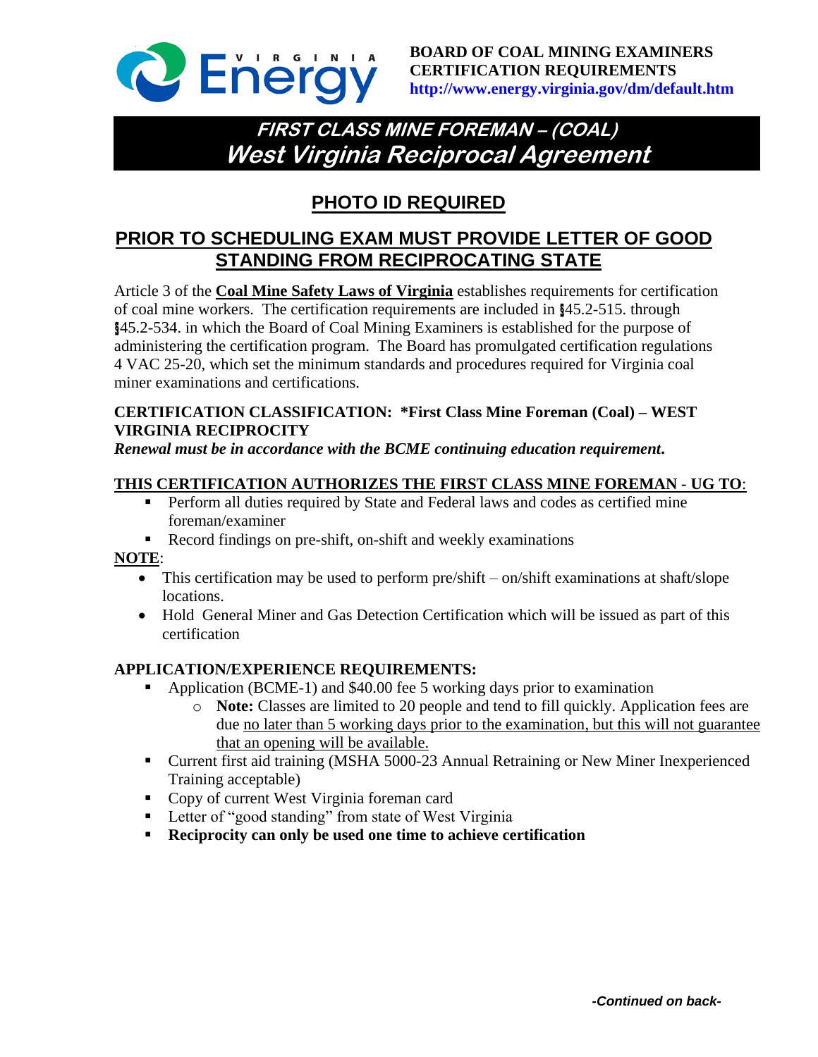**BOARD OF COAL MINING EXAMINERS**
**CERTIFICATION REQUIREMENTS**
**http://www.energy.virginia.gov/dm/default.htm**

# *FIRST CLASS MINE FOREMAN – (COAL)*
# *West Virginia Reciprocal Agreement*

## PHOTO ID REQUIRED

## PRIOR TO SCHEDULING EXAM MUST PROVIDE LETTER OF GOOD STANDING FROM RECIPROCATING STATE

Article 3 of the **Coal Mine Safety Laws of Virginia** establishes requirements for certification of coal mine workers. The certification requirements are included in §45.2-515. through §45.2-534. in which the Board of Coal Mining Examiners is established for the purpose of administering the certification program. The Board has promulgated certification regulations 4 VAC 25-20, which set the minimum standards and procedures required for Virginia coal miner examinations and certifications.

**CERTIFICATION CLASSIFICATION: *First Class Mine Foreman (Coal) – WEST VIRGINIA RECIPROCITY**
***Renewal must be in accordance with the BCME continuing education requirement.***

**THIS CERTIFICATION AUTHORIZES THE FIRST CLASS MINE FOREMAN - UG TO**:

- Perform all duties required by State and Federal laws and codes as certified mine foreman/examiner
- Record findings on pre-shift, on-shift and weekly examinations

**NOTE**:

- This certification may be used to perform pre/shift – on/shift examinations at shaft/slope locations.
- Hold General Miner and Gas Detection Certification which will be issued as part of this certification

**APPLICATION/EXPERIENCE REQUIREMENTS:**

- Application (BCME-1) and $40.00 fee 5 working days prior to examination
  - **Note:** Classes are limited to 20 people and tend to fill quickly. Application fees are due no later than 5 working days prior to the examination, but this will not guarantee that an opening will be available.
- Current first aid training (MSHA 5000-23 Annual Retraining or New Miner Inexperienced Training acceptable)
- Copy of current West Virginia foreman card
- Letter of "good standing" from state of West Virginia
- **Reciprocity can only be used one time to achieve certification**

*-Continued on back-*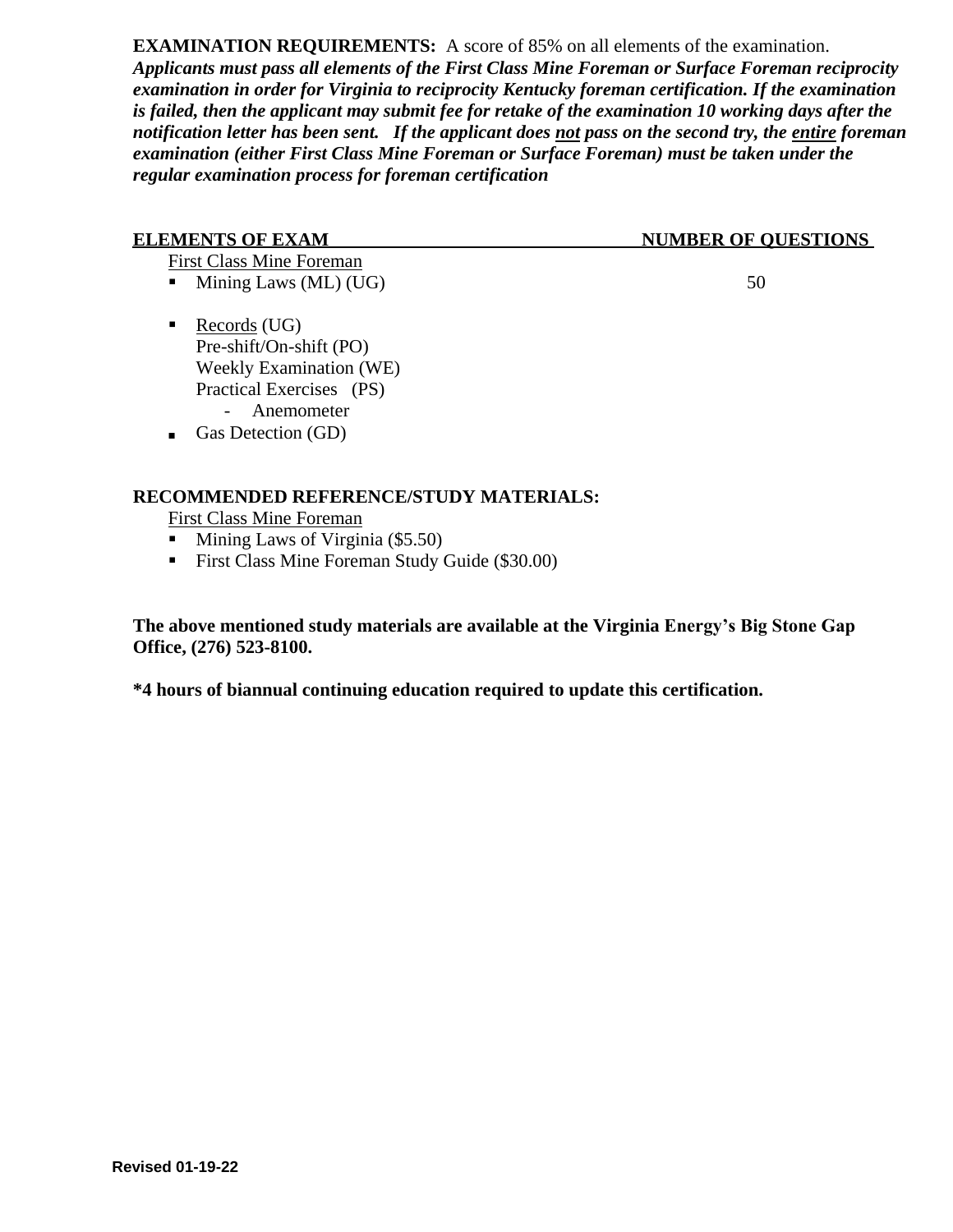**EXAMINATION REQUIREMENTS:** A score of 85% on all elements of the examination.
***Applicants must pass all elements of the First Class Mine Foreman or Surface Foreman reciprocity examination in order for Virginia to reciprocity Kentucky foreman certification. If the examination is failed, then the applicant may submit fee for retake of the examination 10 working days after the notification letter has been sent. If the applicant does not pass on the second try, the entire foreman examination (either First Class Mine Foreman or Surface Foreman) must be taken under the regular examination process for foreman certification***

| ELEMENTS OF EXAM | NUMBER OF QUESTIONS |
|---|---|
| First Class Mine Foreman | |
| ▪ Mining Laws (ML) (UG) | 50 |
| ▪ Records (UG)<br>Pre-shift/On-shift (PO)<br>Weekly Examination (WE)<br>Practical Exercises (PS)<br>- Anemometer | |
| ▪ Gas Detection (GD) | |

**RECOMMENDED REFERENCE/STUDY MATERIALS:**

First Class Mine Foreman

- Mining Laws of Virginia ($5.50)
- First Class Mine Foreman Study Guide ($30.00)

**The above mentioned study materials are available at the Virginia Energy's Big Stone Gap Office, (276) 523-8100.**

**\*4 hours of biannual continuing education required to update this certification.**

**Revised 01-19-22**